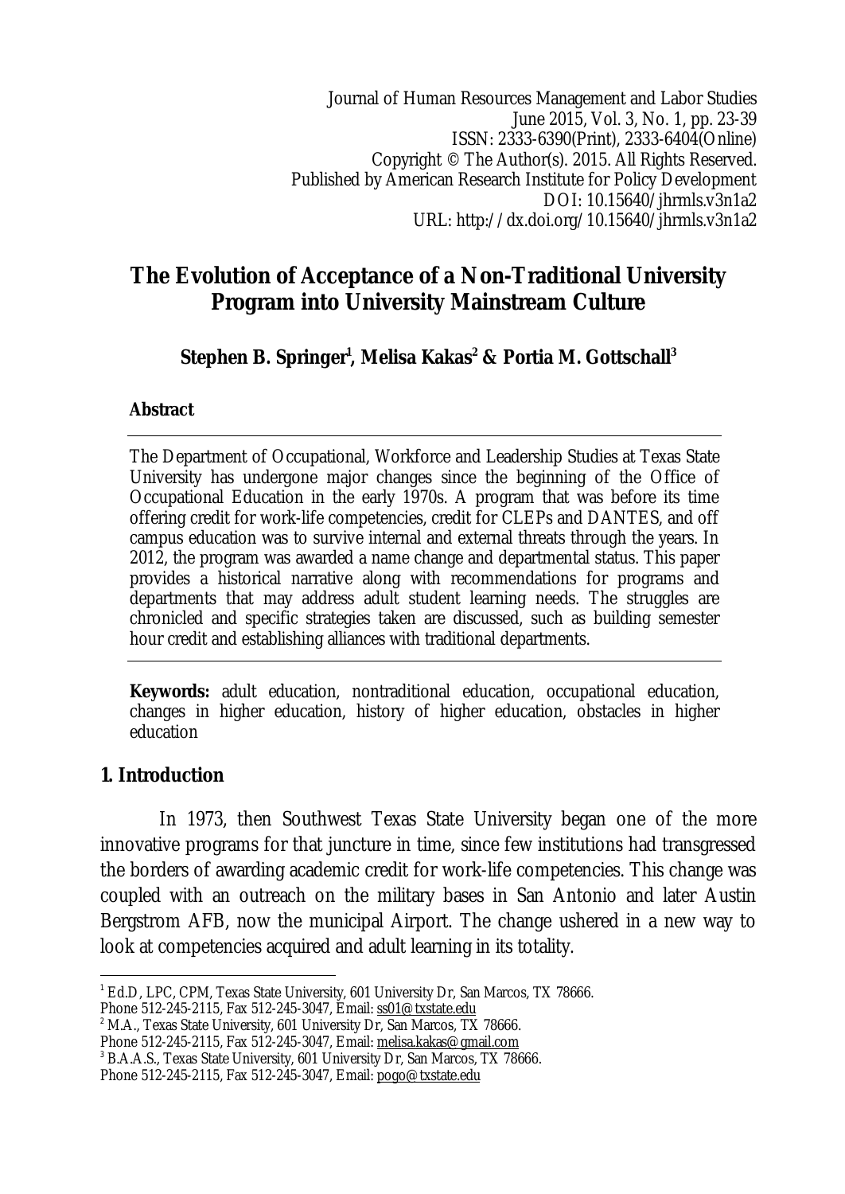Journal of Human Resources Management and Labor Studies
June 2015, Vol. 3, No. 1, pp. 23-39
ISSN: 2333-6390(Print), 2333-6404(Online)
Copyright © The Author(s). 2015. All Rights Reserved.
Published by American Research Institute for Policy Development
DOI: 10.15640/jhrmls.v3n1a2
URL: http://dx.doi.org/10.15640/jhrmls.v3n1a2

# The Evolution of Acceptance of a Non-Traditional University Program into University Mainstream Culture

**Stephen B. Springer[1], Melisa Kakas[2] & Portia M. Gottschall[3]**

**Abstract**

The Department of Occupational, Workforce and Leadership Studies at Texas State University has undergone major changes since the beginning of the Office of Occupational Education in the early 1970s. A program that was before its time offering credit for work-life competencies, credit for CLEPs and DANTES, and off campus education was to survive internal and external threats through the years. In 2012, the program was awarded a name change and departmental status. This paper provides a historical narrative along with recommendations for programs and departments that may address adult student learning needs. The struggles are chronicled and specific strategies taken are discussed, such as building semester hour credit and establishing alliances with traditional departments.

**Keywords:** adult education, nontraditional education, occupational education, changes in higher education, history of higher education, obstacles in higher education

## 1. Introduction

In 1973, then Southwest Texas State University began one of the more innovative programs for that juncture in time, since few institutions had transgressed the borders of awarding academic credit for work-life competencies. This change was coupled with an outreach on the military bases in San Antonio and later Austin Bergstrom AFB, now the municipal Airport. The change ushered in a new way to look at competencies acquired and adult learning in its totality.

---

[1] Ed.D, LPC, CPM, Texas State University, 601 University Dr, San Marcos, TX 78666.
Phone 512-245-2115, Fax 512-245-3047, Email: ss01@txstate.edu

[2] M.A., Texas State University, 601 University Dr, San Marcos, TX 78666.
Phone 512-245-2115, Fax 512-245-3047, Email: melisa.kakas@gmail.com

[3] B.A.A.S., Texas State University, 601 University Dr, San Marcos, TX 78666.
Phone 512-245-2115, Fax 512-245-3047, Email: pogo@txstate.edu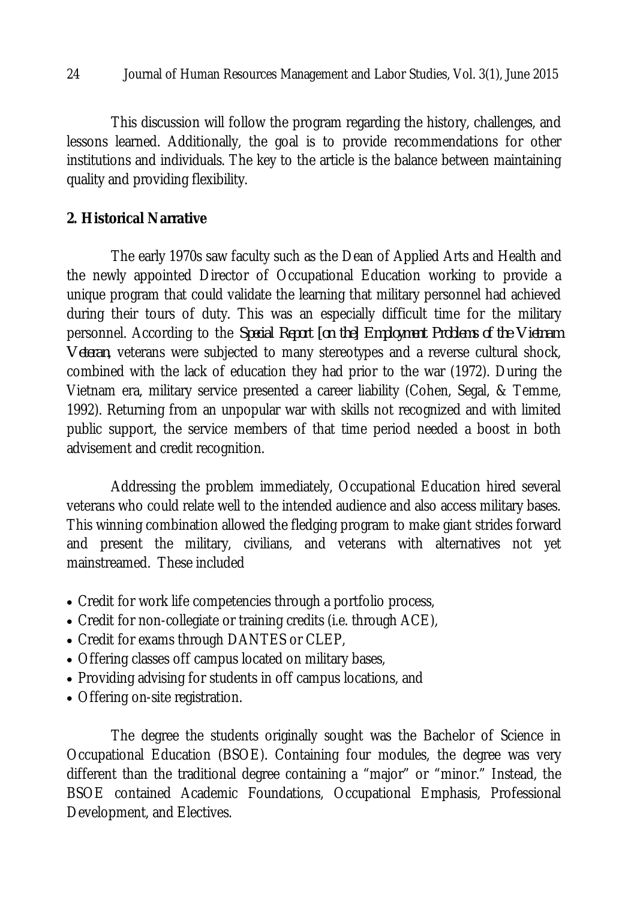This discussion will follow the program regarding the history, challenges, and lessons learned. Additionally, the goal is to provide recommendations for other institutions and individuals. The key to the article is the balance between maintaining quality and providing flexibility.

## 2. Historical Narrative

The early 1970s saw faculty such as the Dean of Applied Arts and Health and the newly appointed Director of Occupational Education working to provide a unique program that could validate the learning that military personnel had achieved during their tours of duty. This was an especially difficult time for the military personnel. According to the *Special Report [on the] Employment Problems of the Vietnam Veteran*, veterans were subjected to many stereotypes and a reverse cultural shock, combined with the lack of education they had prior to the war (1972). During the Vietnam era, military service presented a career liability (Cohen, Segal, & Temme, 1992). Returning from an unpopular war with skills not recognized and with limited public support, the service members of that time period needed a boost in both advisement and credit recognition.

Addressing the problem immediately, Occupational Education hired several veterans who could relate well to the intended audience and also access military bases. This winning combination allowed the fledging program to make giant strides forward and present the military, civilians, and veterans with alternatives not yet mainstreamed. These included

- Credit for work life competencies through a portfolio process,
- Credit for non-collegiate or training credits (i.e. through ACE),
- Credit for exams through DANTES or CLEP,
- Offering classes off campus located on military bases,
- Providing advising for students in off campus locations, and
- Offering on-site registration.

The degree the students originally sought was the Bachelor of Science in Occupational Education (BSOE). Containing four modules, the degree was very different than the traditional degree containing a "major" or "minor." Instead, the BSOE contained Academic Foundations, Occupational Emphasis, Professional Development, and Electives.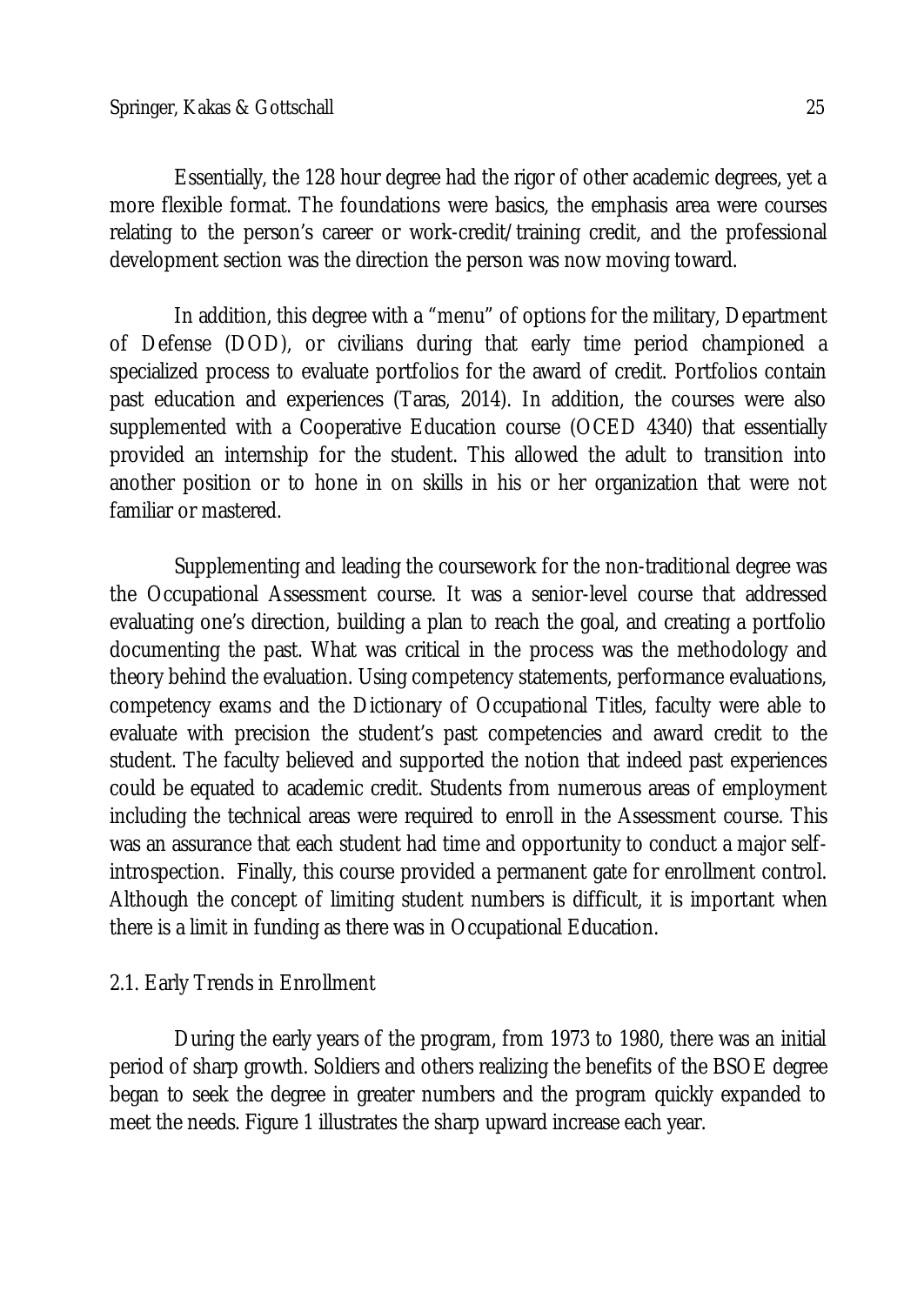Essentially, the 128 hour degree had the rigor of other academic degrees, yet a more flexible format. The foundations were basics, the emphasis area were courses relating to the person's career or work-credit/training credit, and the professional development section was the direction the person was now moving toward.

In addition, this degree with a "menu" of options for the military, Department of Defense (DOD), or civilians during that early time period championed a specialized process to evaluate portfolios for the award of credit. Portfolios contain past education and experiences (Taras, 2014). In addition, the courses were also supplemented with a Cooperative Education course (OCED 4340) that essentially provided an internship for the student. This allowed the adult to transition into another position or to hone in on skills in his or her organization that were not familiar or mastered.

Supplementing and leading the coursework for the non-traditional degree was the Occupational Assessment course. It was a senior-level course that addressed evaluating one's direction, building a plan to reach the goal, and creating a portfolio documenting the past. What was critical in the process was the methodology and theory behind the evaluation. Using competency statements, performance evaluations, competency exams and the Dictionary of Occupational Titles, faculty were able to evaluate with precision the student's past competencies and award credit to the student. The faculty believed and supported the notion that indeed past experiences could be equated to academic credit. Students from numerous areas of employment including the technical areas were required to enroll in the Assessment course. This was an assurance that each student had time and opportunity to conduct a major self-introspection. Finally, this course provided a permanent gate for enrollment control. Although the concept of limiting student numbers is difficult, it is important when there is a limit in funding as there was in Occupational Education.

### 2.1. Early Trends in Enrollment

During the early years of the program, from 1973 to 1980, there was an initial period of sharp growth. Soldiers and others realizing the benefits of the BSOE degree began to seek the degree in greater numbers and the program quickly expanded to meet the needs. Figure 1 illustrates the sharp upward increase each year.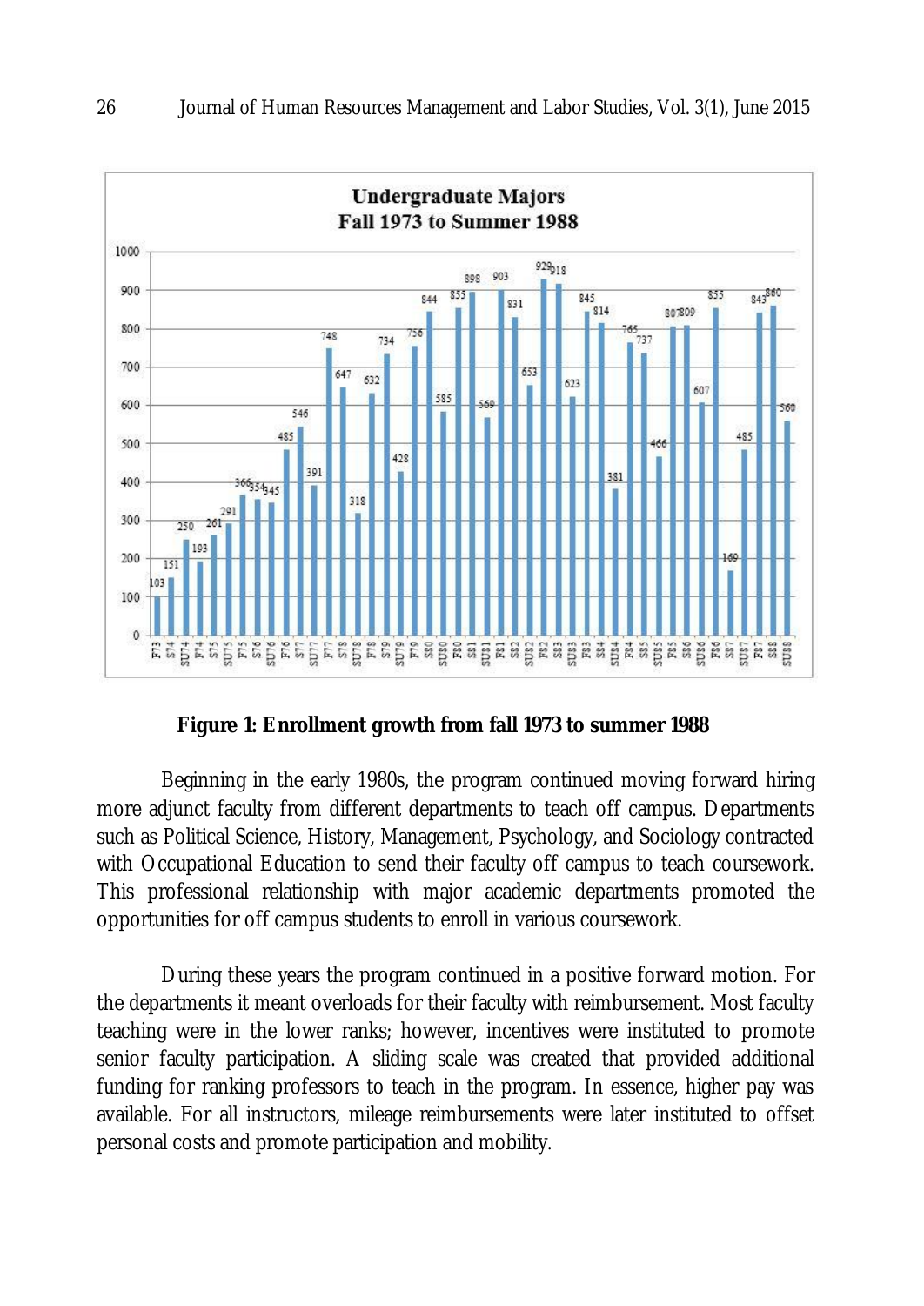**Figure 1: Enrollment growth from fall 1973 to summer 1988**

Beginning in the early 1980s, the program continued moving forward hiring more adjunct faculty from different departments to teach off campus. Departments such as Political Science, History, Management, Psychology, and Sociology contracted with Occupational Education to send their faculty off campus to teach coursework. This professional relationship with major academic departments promoted the opportunities for off campus students to enroll in various coursework.

During these years the program continued in a positive forward motion. For the departments it meant overloads for their faculty with reimbursement. Most faculty teaching were in the lower ranks; however, incentives were instituted to promote senior faculty participation. A sliding scale was created that provided additional funding for ranking professors to teach in the program. In essence, higher pay was available. For all instructors, mileage reimbursements were later instituted to offset personal costs and promote participation and mobility.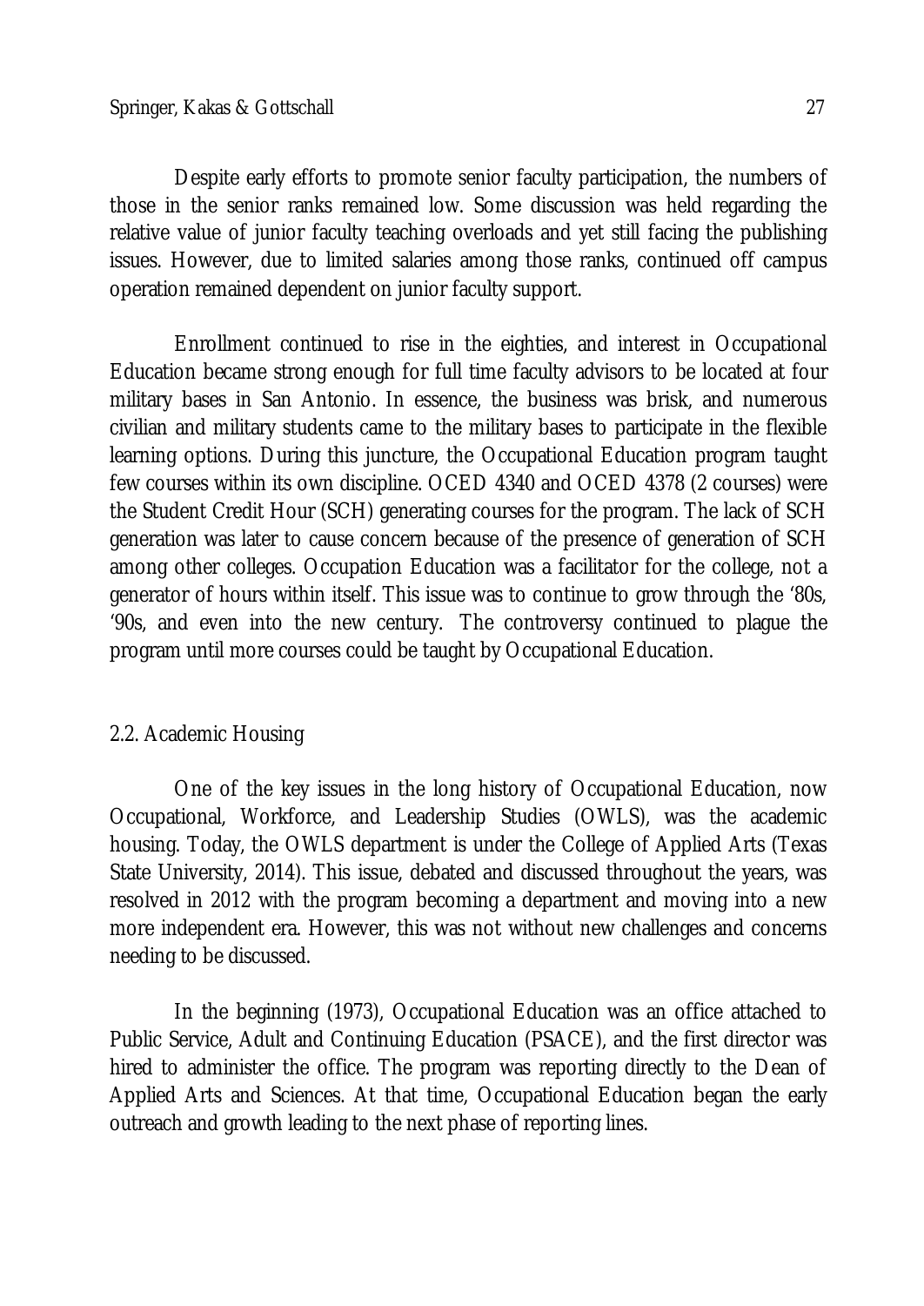Despite early efforts to promote senior faculty participation, the numbers of those in the senior ranks remained low. Some discussion was held regarding the relative value of junior faculty teaching overloads and yet still facing the publishing issues. However, due to limited salaries among those ranks, continued off campus operation remained dependent on junior faculty support.

Enrollment continued to rise in the eighties, and interest in Occupational Education became strong enough for full time faculty advisors to be located at four military bases in San Antonio. In essence, the business was brisk, and numerous civilian and military students came to the military bases to participate in the flexible learning options. During this juncture, the Occupational Education program taught few courses within its own discipline. OCED 4340 and OCED 4378 (2 courses) were the Student Credit Hour (SCH) generating courses for the program. The lack of SCH generation was later to cause concern because of the presence of generation of SCH among other colleges. Occupation Education was a facilitator for the college, not a generator of hours within itself. This issue was to continue to grow through the '80s, '90s, and even into the new century. The controversy continued to plague the program until more courses could be taught by Occupational Education.

## 2.2. Academic Housing

One of the key issues in the long history of Occupational Education, now Occupational, Workforce, and Leadership Studies (OWLS), was the academic housing. Today, the OWLS department is under the College of Applied Arts (Texas State University, 2014). This issue, debated and discussed throughout the years, was resolved in 2012 with the program becoming a department and moving into a new more independent era. However, this was not without new challenges and concerns needing to be discussed.

In the beginning (1973), Occupational Education was an office attached to Public Service, Adult and Continuing Education (PSACE), and the first director was hired to administer the office. The program was reporting directly to the Dean of Applied Arts and Sciences. At that time, Occupational Education began the early outreach and growth leading to the next phase of reporting lines.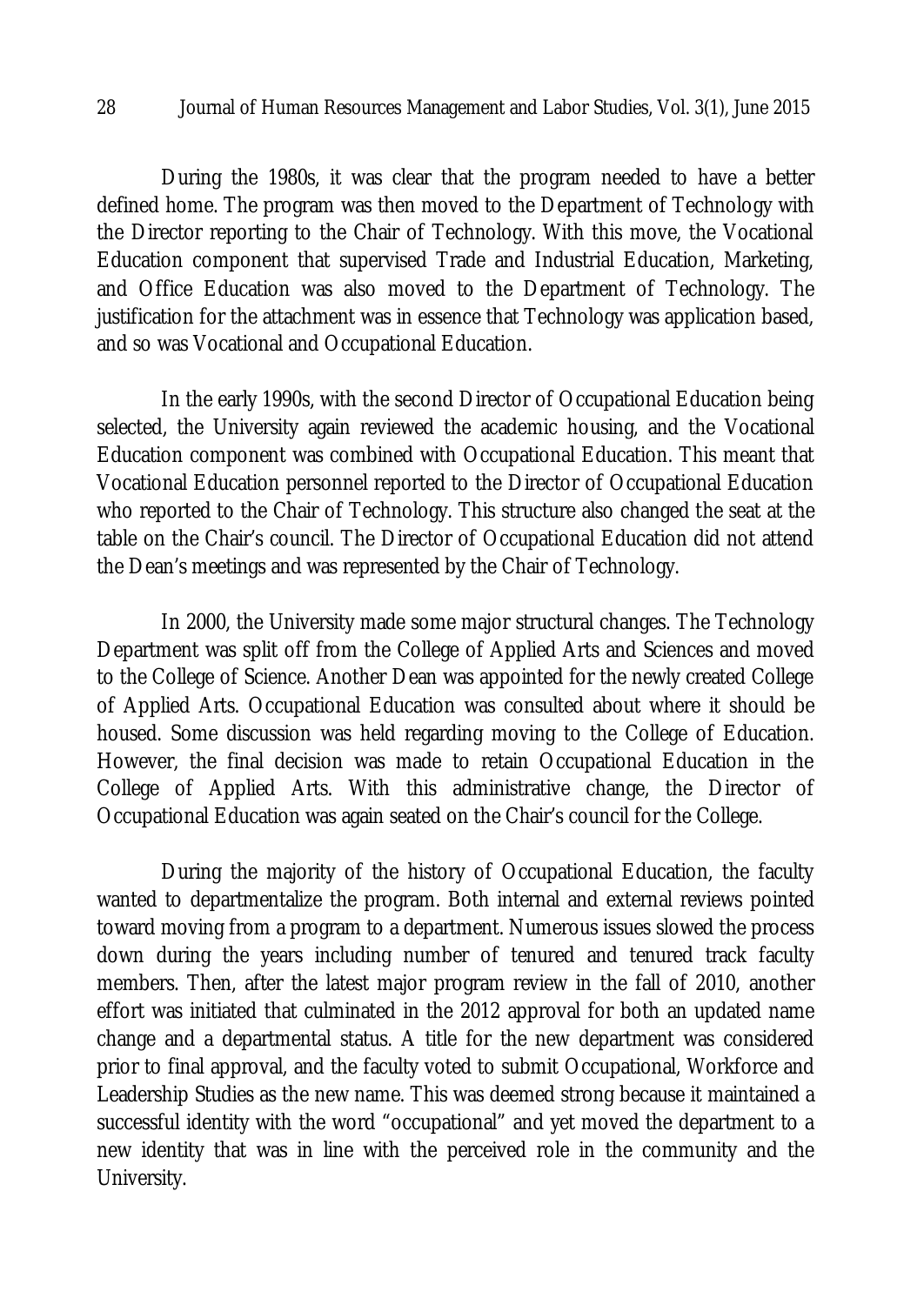During the 1980s, it was clear that the program needed to have a better defined home. The program was then moved to the Department of Technology with the Director reporting to the Chair of Technology. With this move, the Vocational Education component that supervised Trade and Industrial Education, Marketing, and Office Education was also moved to the Department of Technology. The justification for the attachment was in essence that Technology was application based, and so was Vocational and Occupational Education.

In the early 1990s, with the second Director of Occupational Education being selected, the University again reviewed the academic housing, and the Vocational Education component was combined with Occupational Education. This meant that Vocational Education personnel reported to the Director of Occupational Education who reported to the Chair of Technology. This structure also changed the seat at the table on the Chair's council. The Director of Occupational Education did not attend the Dean's meetings and was represented by the Chair of Technology.

In 2000, the University made some major structural changes. The Technology Department was split off from the College of Applied Arts and Sciences and moved to the College of Science. Another Dean was appointed for the newly created College of Applied Arts. Occupational Education was consulted about where it should be housed. Some discussion was held regarding moving to the College of Education. However, the final decision was made to retain Occupational Education in the College of Applied Arts. With this administrative change, the Director of Occupational Education was again seated on the Chair's council for the College.

During the majority of the history of Occupational Education, the faculty wanted to departmentalize the program. Both internal and external reviews pointed toward moving from a program to a department. Numerous issues slowed the process down during the years including number of tenured and tenured track faculty members. Then, after the latest major program review in the fall of 2010, another effort was initiated that culminated in the 2012 approval for both an updated name change and a departmental status. A title for the new department was considered prior to final approval, and the faculty voted to submit Occupational, Workforce and Leadership Studies as the new name. This was deemed strong because it maintained a successful identity with the word "occupational" and yet moved the department to a new identity that was in line with the perceived role in the community and the University.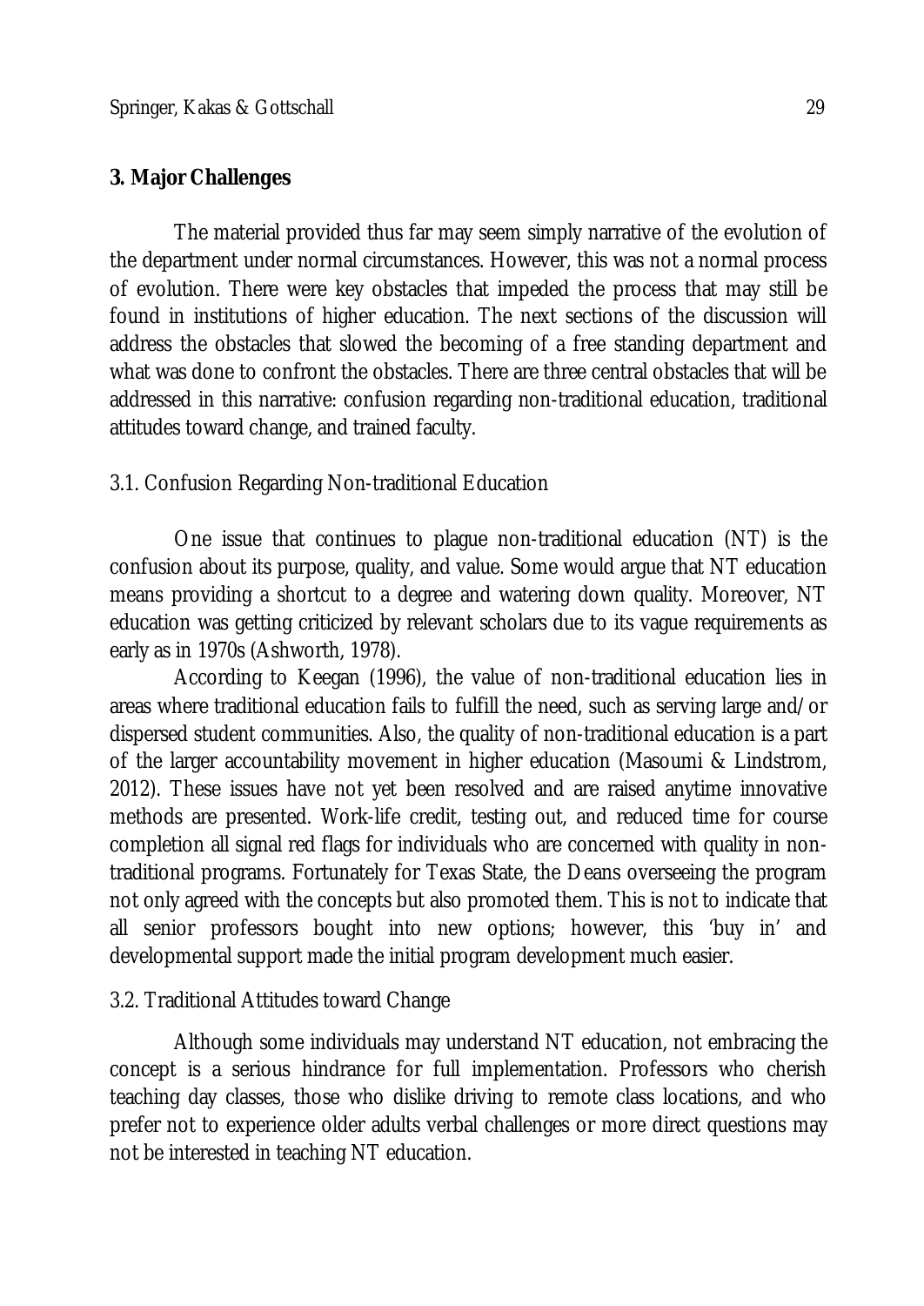## 3. Major Challenges

The material provided thus far may seem simply narrative of the evolution of the department under normal circumstances. However, this was not a normal process of evolution. There were key obstacles that impeded the process that may still be found in institutions of higher education. The next sections of the discussion will address the obstacles that slowed the becoming of a free standing department and what was done to confront the obstacles. There are three central obstacles that will be addressed in this narrative: confusion regarding non-traditional education, traditional attitudes toward change, and trained faculty.

### 3.1. Confusion Regarding Non-traditional Education

One issue that continues to plague non-traditional education (NT) is the confusion about its purpose, quality, and value. Some would argue that NT education means providing a shortcut to a degree and watering down quality. Moreover, NT education was getting criticized by relevant scholars due to its vague requirements as early as in 1970s (Ashworth, 1978).

According to Keegan (1996), the value of non-traditional education lies in areas where traditional education fails to fulfill the need, such as serving large and/or dispersed student communities. Also, the quality of non-traditional education is a part of the larger accountability movement in higher education (Masoumi & Lindstrom, 2012). These issues have not yet been resolved and are raised anytime innovative methods are presented. Work-life credit, testing out, and reduced time for course completion all signal red flags for individuals who are concerned with quality in non-traditional programs. Fortunately for Texas State, the Deans overseeing the program not only agreed with the concepts but also promoted them. This is not to indicate that all senior professors bought into new options; however, this 'buy in' and developmental support made the initial program development much easier.

### 3.2. Traditional Attitudes toward Change

Although some individuals may understand NT education, not embracing the concept is a serious hindrance for full implementation. Professors who cherish teaching day classes, those who dislike driving to remote class locations, and who prefer not to experience older adults verbal challenges or more direct questions may not be interested in teaching NT education.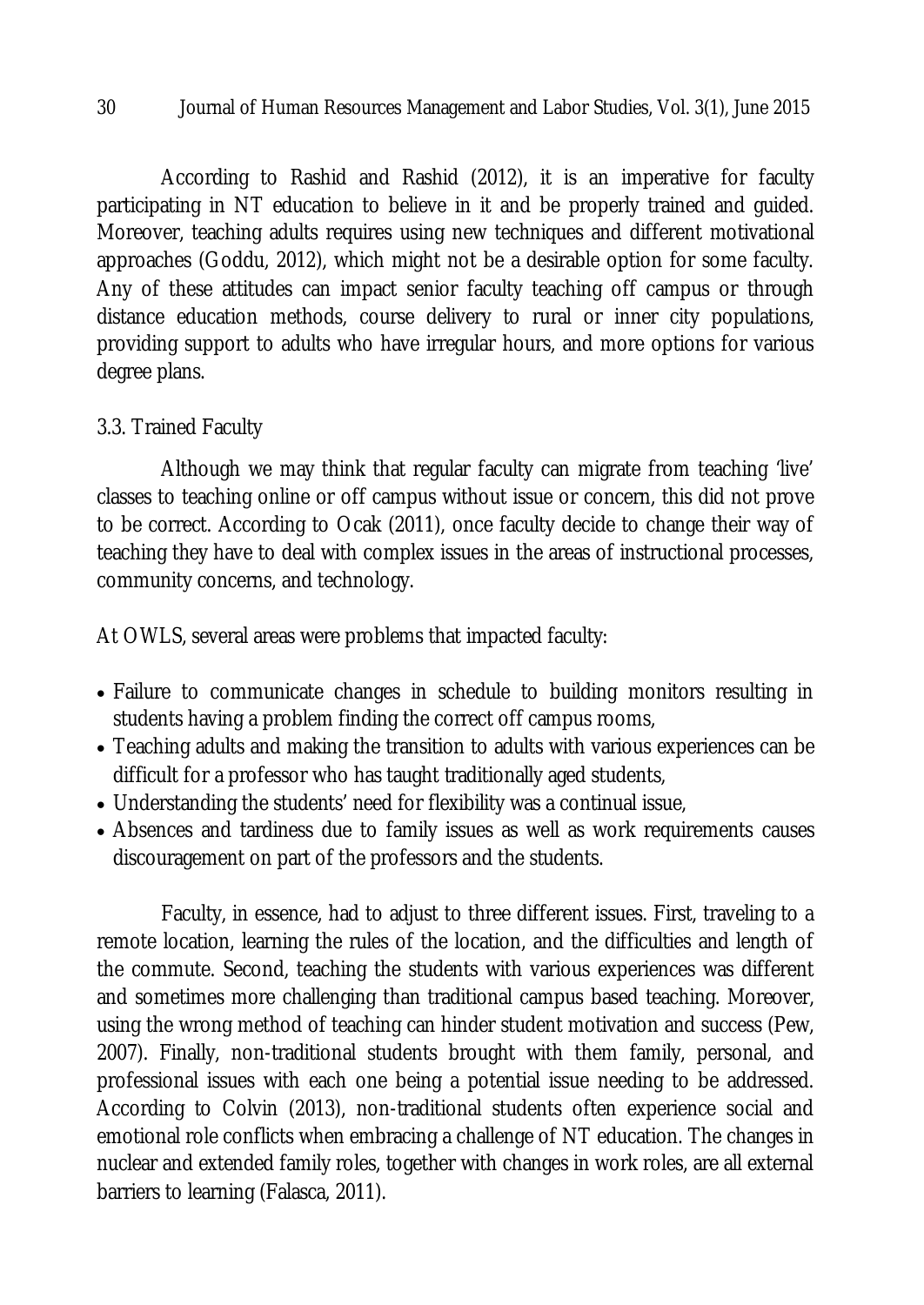According to Rashid and Rashid (2012), it is an imperative for faculty participating in NT education to believe in it and be properly trained and guided. Moreover, teaching adults requires using new techniques and different motivational approaches (Goddu, 2012), which might not be a desirable option for some faculty. Any of these attitudes can impact senior faculty teaching off campus or through distance education methods, course delivery to rural or inner city populations, providing support to adults who have irregular hours, and more options for various degree plans.

### 3.3. Trained Faculty

Although we may think that regular faculty can migrate from teaching 'live' classes to teaching online or off campus without issue or concern, this did not prove to be correct. According to Ocak (2011), once faculty decide to change their way of teaching they have to deal with complex issues in the areas of instructional processes, community concerns, and technology.

At OWLS, several areas were problems that impacted faculty:

- Failure to communicate changes in schedule to building monitors resulting in students having a problem finding the correct off campus rooms,
- Teaching adults and making the transition to adults with various experiences can be difficult for a professor who has taught traditionally aged students,
- Understanding the students' need for flexibility was a continual issue,
- Absences and tardiness due to family issues as well as work requirements causes discouragement on part of the professors and the students.

Faculty, in essence, had to adjust to three different issues. First, traveling to a remote location, learning the rules of the location, and the difficulties and length of the commute. Second, teaching the students with various experiences was different and sometimes more challenging than traditional campus based teaching. Moreover, using the wrong method of teaching can hinder student motivation and success (Pew, 2007). Finally, non-traditional students brought with them family, personal, and professional issues with each one being a potential issue needing to be addressed. According to Colvin (2013), non-traditional students often experience social and emotional role conflicts when embracing a challenge of NT education. The changes in nuclear and extended family roles, together with changes in work roles, are all external barriers to learning (Falasca, 2011).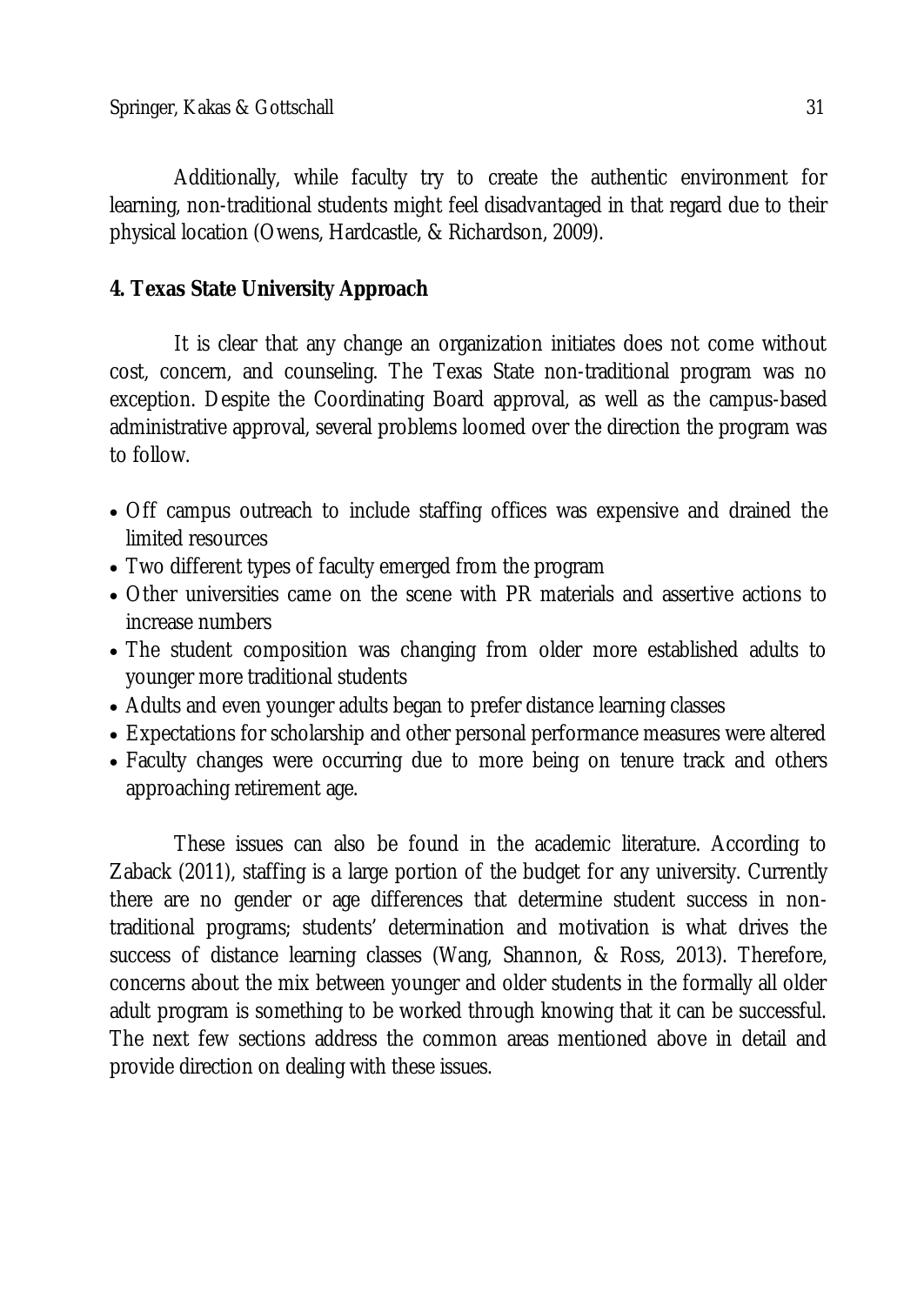Additionally, while faculty try to create the authentic environment for learning, non-traditional students might feel disadvantaged in that regard due to their physical location (Owens, Hardcastle, & Richardson, 2009).

## 4. Texas State University Approach

It is clear that any change an organization initiates does not come without cost, concern, and counseling. The Texas State non-traditional program was no exception. Despite the Coordinating Board approval, as well as the campus-based administrative approval, several problems loomed over the direction the program was to follow.

- Off campus outreach to include staffing offices was expensive and drained the limited resources
- Two different types of faculty emerged from the program
- Other universities came on the scene with PR materials and assertive actions to increase numbers
- The student composition was changing from older more established adults to younger more traditional students
- Adults and even younger adults began to prefer distance learning classes
- Expectations for scholarship and other personal performance measures were altered
- Faculty changes were occurring due to more being on tenure track and others approaching retirement age.

These issues can also be found in the academic literature. According to Zaback (2011), staffing is a large portion of the budget for any university. Currently there are no gender or age differences that determine student success in non-traditional programs; students' determination and motivation is what drives the success of distance learning classes (Wang, Shannon, & Ross, 2013). Therefore, concerns about the mix between younger and older students in the formally all older adult program is something to be worked through knowing that it can be successful. The next few sections address the common areas mentioned above in detail and provide direction on dealing with these issues.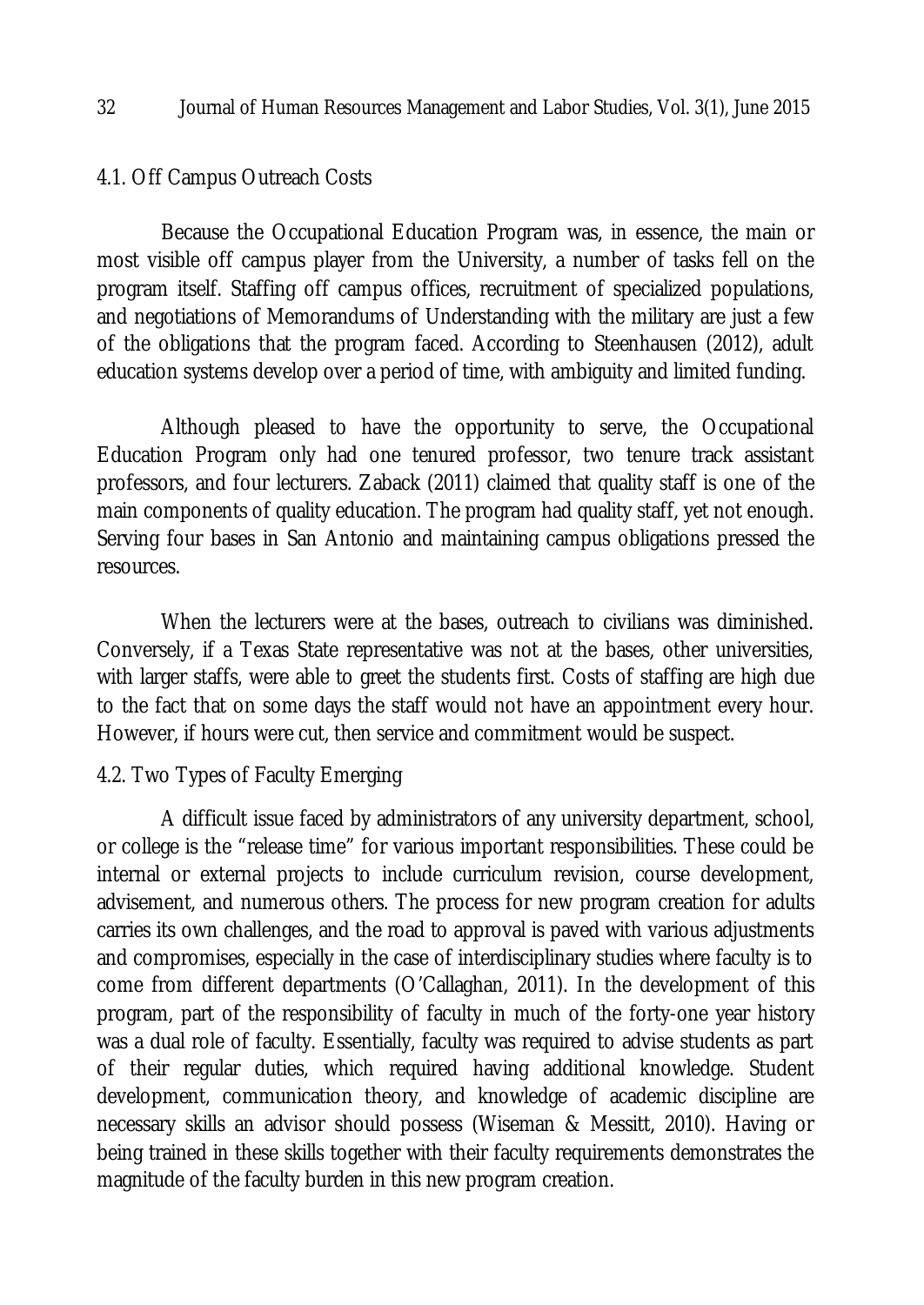### 4.1. Off Campus Outreach Costs

Because the Occupational Education Program was, in essence, the main or most visible off campus player from the University, a number of tasks fell on the program itself. Staffing off campus offices, recruitment of specialized populations, and negotiations of Memorandums of Understanding with the military are just a few of the obligations that the program faced. According to Steenhausen (2012), adult education systems develop over a period of time, with ambiguity and limited funding.

Although pleased to have the opportunity to serve, the Occupational Education Program only had one tenured professor, two tenure track assistant professors, and four lecturers. Zaback (2011) claimed that quality staff is one of the main components of quality education. The program had quality staff, yet not enough. Serving four bases in San Antonio and maintaining campus obligations pressed the resources.

When the lecturers were at the bases, outreach to civilians was diminished. Conversely, if a Texas State representative was not at the bases, other universities, with larger staffs, were able to greet the students first. Costs of staffing are high due to the fact that on some days the staff would not have an appointment every hour. However, if hours were cut, then service and commitment would be suspect.

### 4.2. Two Types of Faculty Emerging

A difficult issue faced by administrators of any university department, school, or college is the "release time" for various important responsibilities. These could be internal or external projects to include curriculum revision, course development, advisement, and numerous others. The process for new program creation for adults carries its own challenges, and the road to approval is paved with various adjustments and compromises, especially in the case of interdisciplinary studies where faculty is to come from different departments (O'Callaghan, 2011). In the development of this program, part of the responsibility of faculty in much of the forty-one year history was a dual role of faculty. Essentially, faculty was required to advise students as part of their regular duties, which required having additional knowledge. Student development, communication theory, and knowledge of academic discipline are necessary skills an advisor should possess (Wiseman & Messitt, 2010). Having or being trained in these skills together with their faculty requirements demonstrates the magnitude of the faculty burden in this new program creation.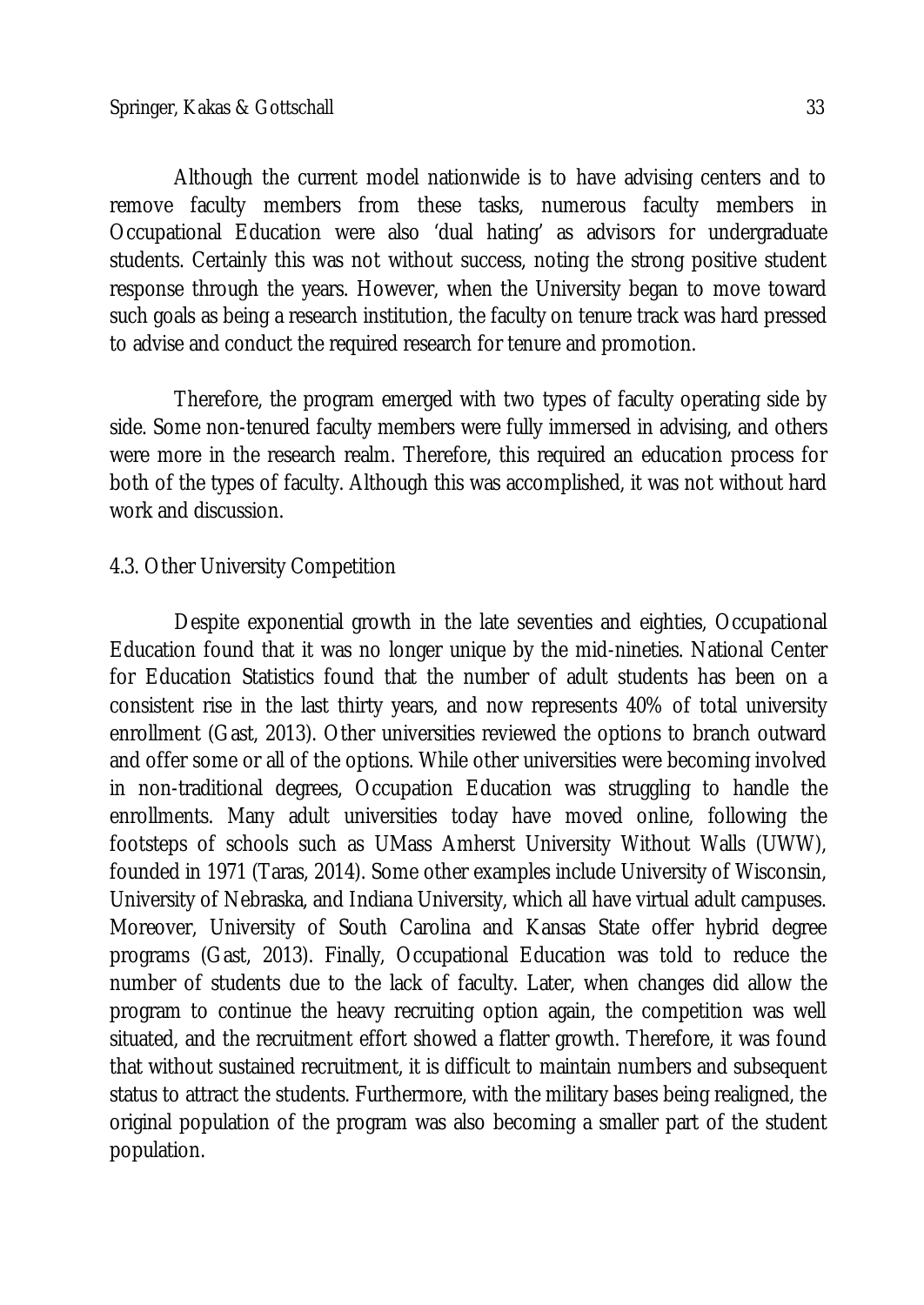Although the current model nationwide is to have advising centers and to remove faculty members from these tasks, numerous faculty members in Occupational Education were also 'dual hating' as advisors for undergraduate students. Certainly this was not without success, noting the strong positive student response through the years. However, when the University began to move toward such goals as being a research institution, the faculty on tenure track was hard pressed to advise and conduct the required research for tenure and promotion.

Therefore, the program emerged with two types of faculty operating side by side. Some non-tenured faculty members were fully immersed in advising, and others were more in the research realm. Therefore, this required an education process for both of the types of faculty. Although this was accomplished, it was not without hard work and discussion.

### 4.3. Other University Competition

Despite exponential growth in the late seventies and eighties, Occupational Education found that it was no longer unique by the mid-nineties. National Center for Education Statistics found that the number of adult students has been on a consistent rise in the last thirty years, and now represents 40% of total university enrollment (Gast, 2013). Other universities reviewed the options to branch outward and offer some or all of the options. While other universities were becoming involved in non-traditional degrees, Occupation Education was struggling to handle the enrollments. Many adult universities today have moved online, following the footsteps of schools such as UMass Amherst University Without Walls (UWW), founded in 1971 (Taras, 2014). Some other examples include University of Wisconsin, University of Nebraska, and Indiana University, which all have virtual adult campuses. Moreover, University of South Carolina and Kansas State offer hybrid degree programs (Gast, 2013). Finally, Occupational Education was told to reduce the number of students due to the lack of faculty. Later, when changes did allow the program to continue the heavy recruiting option again, the competition was well situated, and the recruitment effort showed a flatter growth. Therefore, it was found that without sustained recruitment, it is difficult to maintain numbers and subsequent status to attract the students. Furthermore, with the military bases being realigned, the original population of the program was also becoming a smaller part of the student population.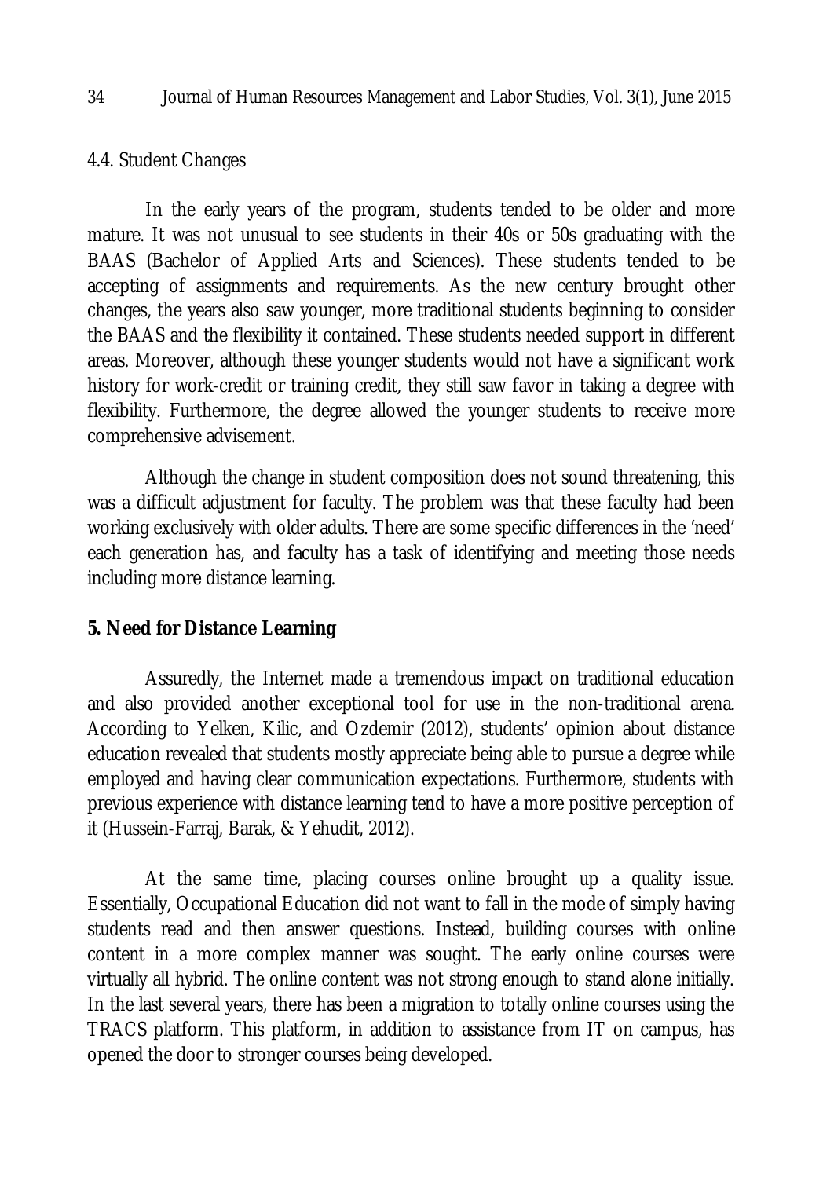### 4.4. Student Changes

In the early years of the program, students tended to be older and more mature. It was not unusual to see students in their 40s or 50s graduating with the BAAS (Bachelor of Applied Arts and Sciences). These students tended to be accepting of assignments and requirements. As the new century brought other changes, the years also saw younger, more traditional students beginning to consider the BAAS and the flexibility it contained. These students needed support in different areas. Moreover, although these younger students would not have a significant work history for work-credit or training credit, they still saw favor in taking a degree with flexibility. Furthermore, the degree allowed the younger students to receive more comprehensive advisement.

Although the change in student composition does not sound threatening, this was a difficult adjustment for faculty. The problem was that these faculty had been working exclusively with older adults. There are some specific differences in the 'need' each generation has, and faculty has a task of identifying and meeting those needs including more distance learning.

## 5. Need for Distance Learning

Assuredly, the Internet made a tremendous impact on traditional education and also provided another exceptional tool for use in the non-traditional arena. According to Yelken, Kilic, and Ozdemir (2012), students' opinion about distance education revealed that students mostly appreciate being able to pursue a degree while employed and having clear communication expectations. Furthermore, students with previous experience with distance learning tend to have a more positive perception of it (Hussein-Farraj, Barak, & Yehudit, 2012).

At the same time, placing courses online brought up a quality issue. Essentially, Occupational Education did not want to fall in the mode of simply having students read and then answer questions. Instead, building courses with online content in a more complex manner was sought. The early online courses were virtually all hybrid. The online content was not strong enough to stand alone initially. In the last several years, there has been a migration to totally online courses using the TRACS platform. This platform, in addition to assistance from IT on campus, has opened the door to stronger courses being developed.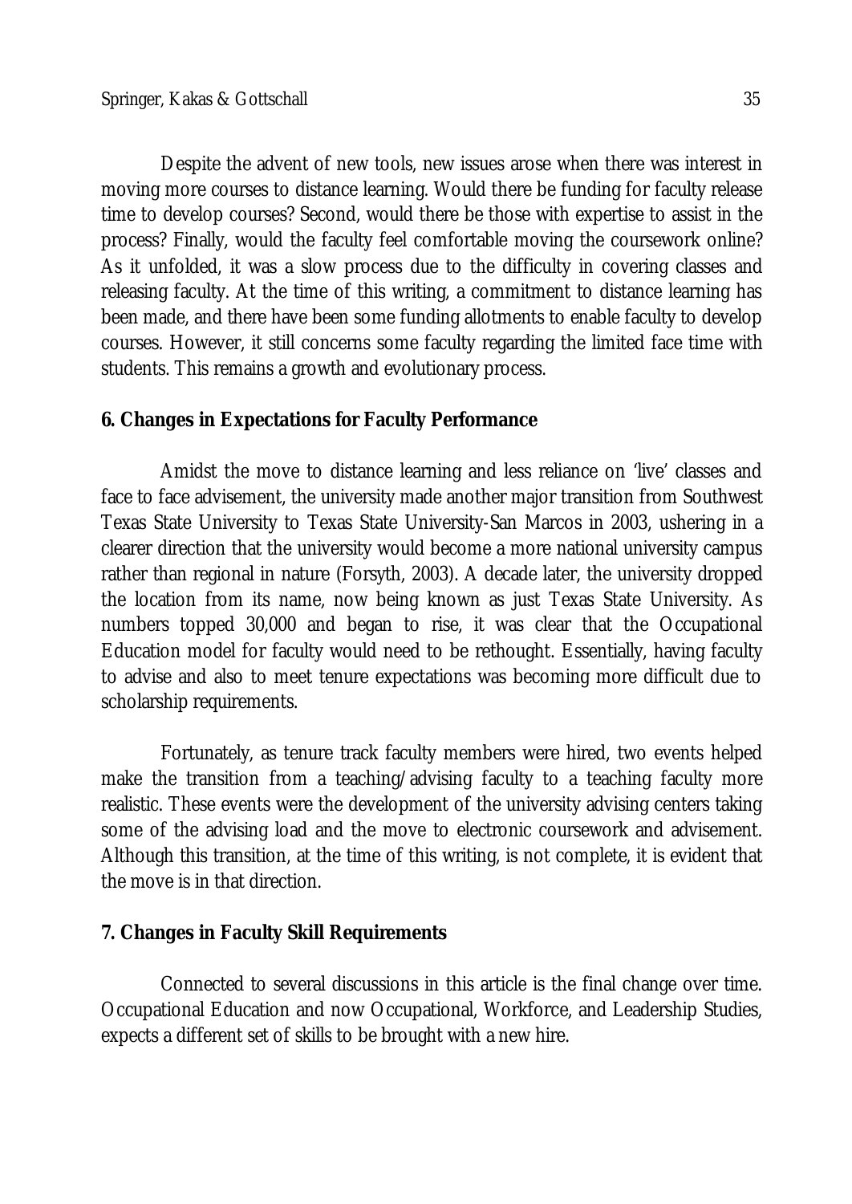Despite the advent of new tools, new issues arose when there was interest in moving more courses to distance learning. Would there be funding for faculty release time to develop courses? Second, would there be those with expertise to assist in the process? Finally, would the faculty feel comfortable moving the coursework online? As it unfolded, it was a slow process due to the difficulty in covering classes and releasing faculty. At the time of this writing, a commitment to distance learning has been made, and there have been some funding allotments to enable faculty to develop courses. However, it still concerns some faculty regarding the limited face time with students. This remains a growth and evolutionary process.

## 6. Changes in Expectations for Faculty Performance

Amidst the move to distance learning and less reliance on 'live' classes and face to face advisement, the university made another major transition from Southwest Texas State University to Texas State University-San Marcos in 2003, ushering in a clearer direction that the university would become a more national university campus rather than regional in nature (Forsyth, 2003). A decade later, the university dropped the location from its name, now being known as just Texas State University. As numbers topped 30,000 and began to rise, it was clear that the Occupational Education model for faculty would need to be rethought. Essentially, having faculty to advise and also to meet tenure expectations was becoming more difficult due to scholarship requirements.

Fortunately, as tenure track faculty members were hired, two events helped make the transition from a teaching/advising faculty to a teaching faculty more realistic. These events were the development of the university advising centers taking some of the advising load and the move to electronic coursework and advisement. Although this transition, at the time of this writing, is not complete, it is evident that the move is in that direction.

## 7. Changes in Faculty Skill Requirements

Connected to several discussions in this article is the final change over time. Occupational Education and now Occupational, Workforce, and Leadership Studies, expects a different set of skills to be brought with a new hire.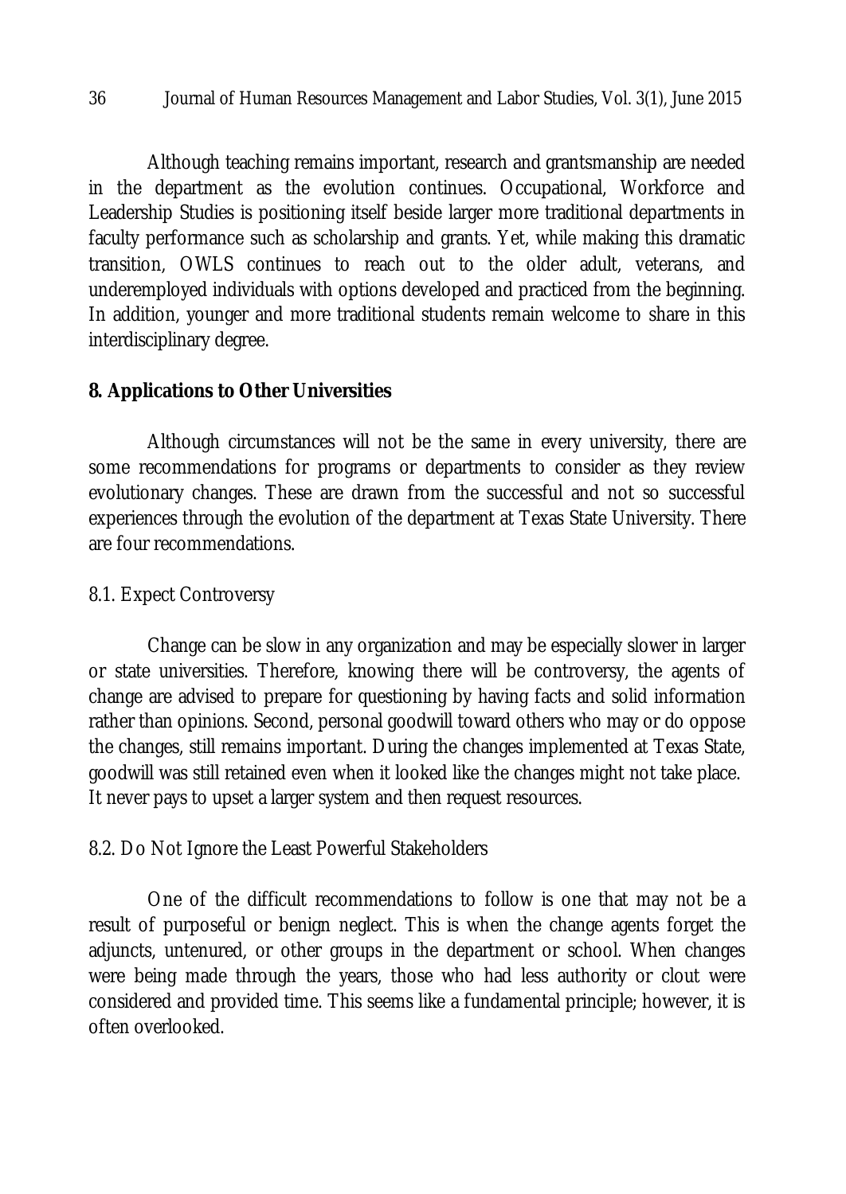Although teaching remains important, research and grantsmanship are needed in the department as the evolution continues. Occupational, Workforce and Leadership Studies is positioning itself beside larger more traditional departments in faculty performance such as scholarship and grants. Yet, while making this dramatic transition, OWLS continues to reach out to the older adult, veterans, and underemployed individuals with options developed and practiced from the beginning. In addition, younger and more traditional students remain welcome to share in this interdisciplinary degree.

## 8. Applications to Other Universities

Although circumstances will not be the same in every university, there are some recommendations for programs or departments to consider as they review evolutionary changes. These are drawn from the successful and not so successful experiences through the evolution of the department at Texas State University. There are four recommendations.

### 8.1. Expect Controversy

Change can be slow in any organization and may be especially slower in larger or state universities. Therefore, knowing there will be controversy, the agents of change are advised to prepare for questioning by having facts and solid information rather than opinions. Second, personal goodwill toward others who may or do oppose the changes, still remains important. During the changes implemented at Texas State, goodwill was still retained even when it looked like the changes might not take place. It never pays to upset a larger system and then request resources.

### 8.2. Do Not Ignore the Least Powerful Stakeholders

One of the difficult recommendations to follow is one that may not be a result of purposeful or benign neglect. This is when the change agents forget the adjuncts, untenured, or other groups in the department or school. When changes were being made through the years, those who had less authority or clout were considered and provided time. This seems like a fundamental principle; however, it is often overlooked.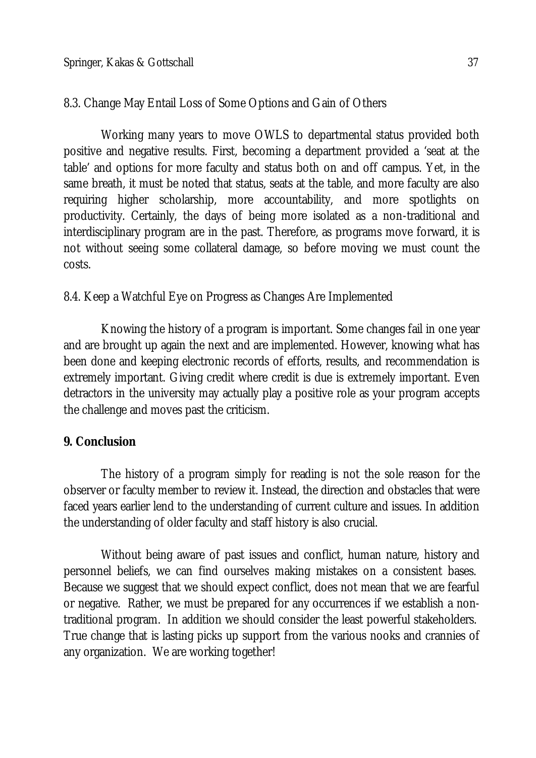### 8.3. Change May Entail Loss of Some Options and Gain of Others

Working many years to move OWLS to departmental status provided both positive and negative results. First, becoming a department provided a 'seat at the table' and options for more faculty and status both on and off campus. Yet, in the same breath, it must be noted that status, seats at the table, and more faculty are also requiring higher scholarship, more accountability, and more spotlights on productivity. Certainly, the days of being more isolated as a non-traditional and interdisciplinary program are in the past. Therefore, as programs move forward, it is not without seeing some collateral damage, so before moving we must count the costs.

### 8.4. Keep a Watchful Eye on Progress as Changes Are Implemented

Knowing the history of a program is important. Some changes fail in one year and are brought up again the next and are implemented. However, knowing what has been done and keeping electronic records of efforts, results, and recommendation is extremely important. Giving credit where credit is due is extremely important. Even detractors in the university may actually play a positive role as your program accepts the challenge and moves past the criticism.

## 9. Conclusion

The history of a program simply for reading is not the sole reason for the observer or faculty member to review it. Instead, the direction and obstacles that were faced years earlier lend to the understanding of current culture and issues. In addition the understanding of older faculty and staff history is also crucial.

Without being aware of past issues and conflict, human nature, history and personnel beliefs, we can find ourselves making mistakes on a consistent bases. Because we suggest that we should expect conflict, does not mean that we are fearful or negative. Rather, we must be prepared for any occurrences if we establish a non-traditional program. In addition we should consider the least powerful stakeholders. True change that is lasting picks up support from the various nooks and crannies of any organization. We are working together!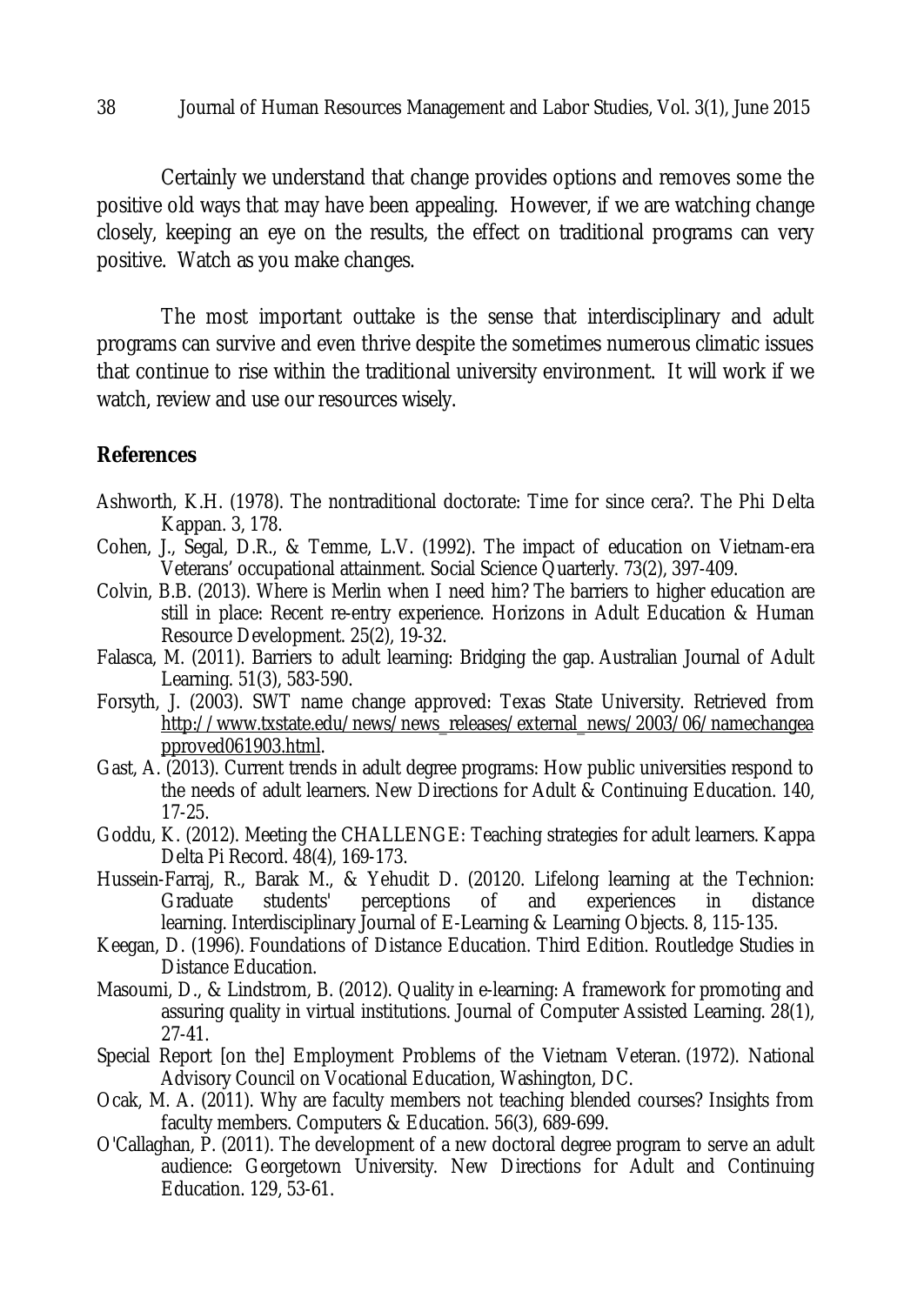Certainly we understand that change provides options and removes some the positive old ways that may have been appealing. However, if we are watching change closely, keeping an eye on the results, the effect on traditional programs can very positive. Watch as you make changes.

The most important outtake is the sense that interdisciplinary and adult programs can survive and even thrive despite the sometimes numerous climatic issues that continue to rise within the traditional university environment. It will work if we watch, review and use our resources wisely.

## References

Ashworth, K.H. (1978). The nontraditional doctorate: Time for since cera?. The Phi Delta Kappan. 3, 178.

Cohen, J., Segal, D.R., & Temme, L.V. (1992). The impact of education on Vietnam-era Veterans' occupational attainment. Social Science Quarterly. 73(2), 397-409.

Colvin, B.B. (2013). Where is Merlin when I need him? The barriers to higher education are still in place: Recent re-entry experience. Horizons in Adult Education & Human Resource Development. 25(2), 19-32.

Falasca, M. (2011). Barriers to adult learning: Bridging the gap. Australian Journal of Adult Learning. 51(3), 583-590.

Forsyth, J. (2003). SWT name change approved: Texas State University. Retrieved from http://www.txstate.edu/news/news_releases/external_news/2003/06/namechangeapproved061903.html.

Gast, A. (2013). Current trends in adult degree programs: How public universities respond to the needs of adult learners. New Directions for Adult & Continuing Education. 140, 17-25.

Goddu, K. (2012). Meeting the CHALLENGE: Teaching strategies for adult learners. Kappa Delta Pi Record. 48(4), 169-173.

Hussein-Farraj, R., Barak M., & Yehudit D. (20120. Lifelong learning at the Technion: Graduate students' perceptions of and experiences in distance learning. Interdisciplinary Journal of E-Learning & Learning Objects. 8, 115-135.

Keegan, D. (1996). Foundations of Distance Education. Third Edition. Routledge Studies in Distance Education.

Masoumi, D., & Lindstrom, B. (2012). Quality in e-learning: A framework for promoting and assuring quality in virtual institutions. Journal of Computer Assisted Learning. 28(1), 27-41.

Special Report [on the] Employment Problems of the Vietnam Veteran. (1972). National Advisory Council on Vocational Education, Washington, DC.

Ocak, M. A. (2011). Why are faculty members not teaching blended courses? Insights from faculty members. Computers & Education. 56(3), 689-699.

O'Callaghan, P. (2011). The development of a new doctoral degree program to serve an adult audience: Georgetown University. New Directions for Adult and Continuing Education. 129, 53-61.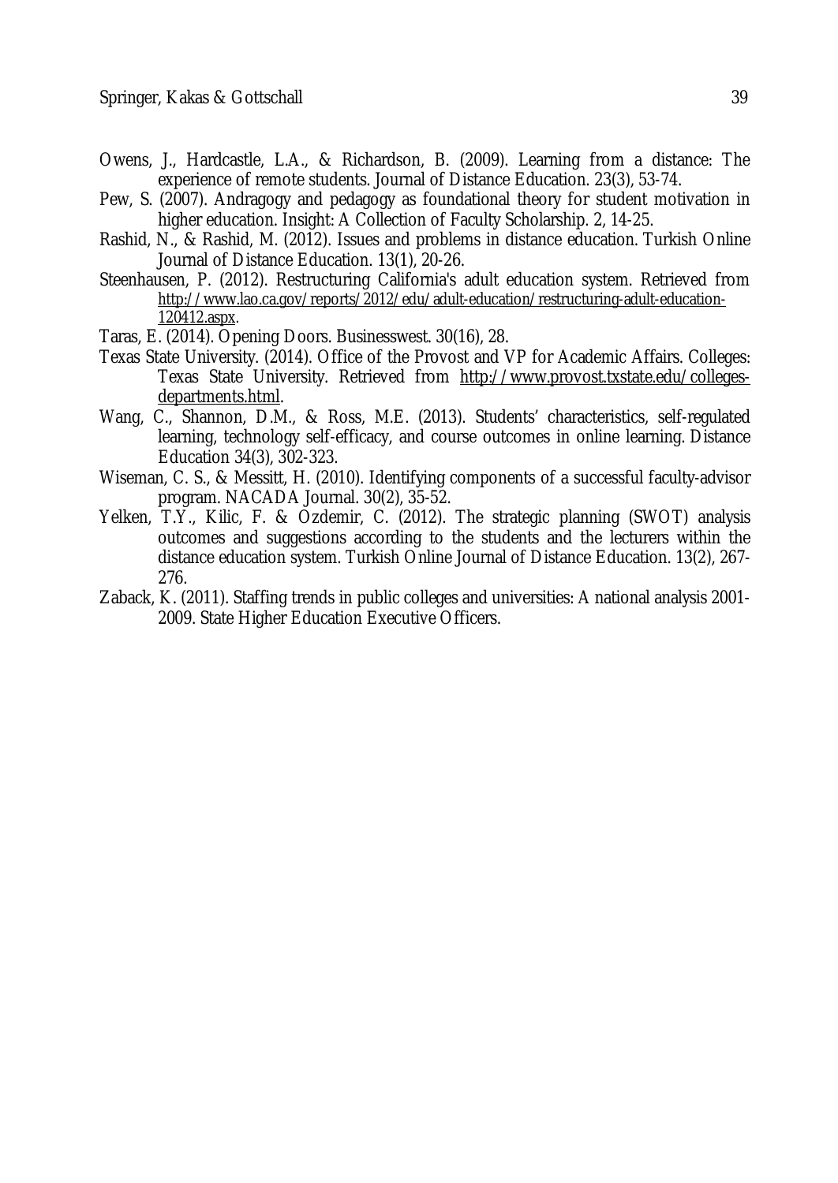Owens, J., Hardcastle, L.A., & Richardson, B. (2009). Learning from a distance: The experience of remote students. Journal of Distance Education. 23(3), 53-74.

Pew, S. (2007). Andragogy and pedagogy as foundational theory for student motivation in higher education. Insight: A Collection of Faculty Scholarship. 2, 14-25.

Rashid, N., & Rashid, M. (2012). Issues and problems in distance education. Turkish Online Journal of Distance Education. 13(1), 20-26.

Steenhausen, P. (2012). Restructuring California's adult education system. Retrieved from http://www.lao.ca.gov/reports/2012/edu/adult-education/restructuring-adult-education-120412.aspx.

Taras, E. (2014). Opening Doors. Businesswest. 30(16), 28.

Texas State University. (2014). Office of the Provost and VP for Academic Affairs. Colleges: Texas State University. Retrieved from http://www.provost.txstate.edu/colleges-departments.html.

Wang, C., Shannon, D.M., & Ross, M.E. (2013). Students' characteristics, self-regulated learning, technology self-efficacy, and course outcomes in online learning. Distance Education 34(3), 302-323.

Wiseman, C. S., & Messitt, H. (2010). Identifying components of a successful faculty-advisor program. NACADA Journal. 30(2), 35-52.

Yelken, T.Y., Kilic, F. & Ozdemir, C. (2012). The strategic planning (SWOT) analysis outcomes and suggestions according to the students and the lecturers within the distance education system. Turkish Online Journal of Distance Education. 13(2), 267-276.

Zaback, K. (2011). Staffing trends in public colleges and universities: A national analysis 2001-2009. State Higher Education Executive Officers.